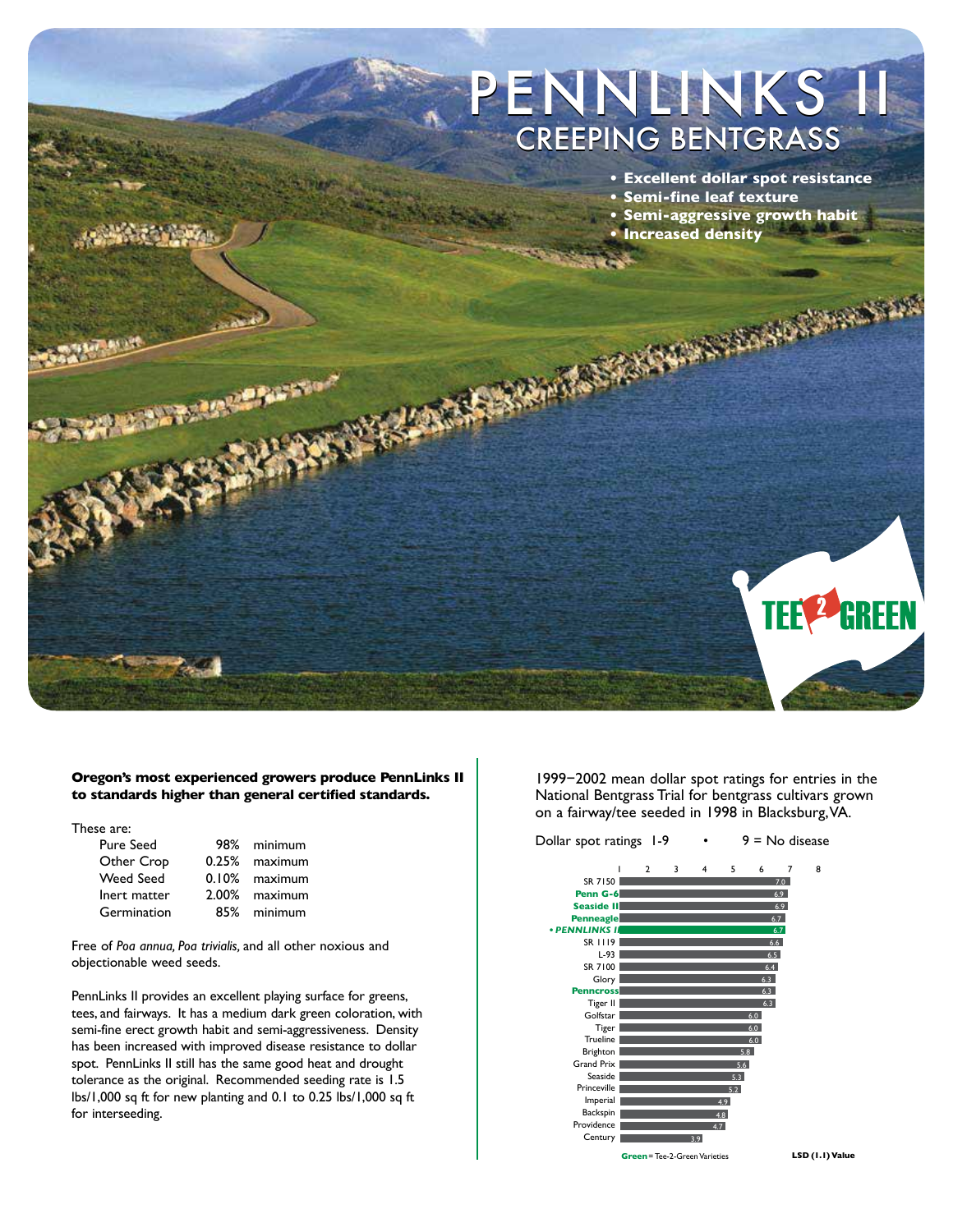# PENNLINKS II

## CREEPING BENTGRASS

- **Excellent dollar spot resistance**
- **Semi-fine leaf texture**
- **Semi-aggressive growth habit**
- **Increased density**

TEE 2 GREEN

***Oregon's most experienced growers produce PennLinks II to standards higher than general certified standards.***

These are:

| | | |
|---|---|---|
| Pure Seed | 98% | minimum |
| Other Crop | 0.25% | maximum |
| Weed Seed | 0.10% | maximum |
| Inert matter | 2.00% | maximum |
| Germination | 85% | minimum |

Free of *Poa annua, Poa trivialis,* and all other noxious and objectionable weed seeds.

PennLinks II provides an excellent playing surface for greens, tees, and fairways. It has a medium dark green coloration, with semi-fine erect growth habit and semi-aggressiveness. Density has been increased with improved disease resistance to dollar spot. PennLinks II still has the same good heat and drought tolerance as the original. Recommended seeding rate is 1.5 lbs/1,000 sq ft for new planting and 0.1 to 0.25 lbs/1,000 sq ft for interseeding.

1999–2002 mean dollar spot ratings for entries in the National Bentgrass Trial for bentgrass cultivars grown on a fairway/tee seeded in 1998 in Blacksburg, VA.

Dollar spot ratings 1-9 • 9 = No disease

| Cultivar | Rating |
|---|---|
| SR 7150 | 7.0 |
| **Penn G-6** | 6.9 |
| **Seaside II** | 6.9 |
| **Penneagle** | 6.7 |
| ***• PENNLINKS II*** | 6.7 |
| SR 1119 | 6.6 |
| L-93 | 6.5 |
| SR 7100 | 6.4 |
| Glory | 6.3 |
| **Penncross** | 6.3 |
| Tiger II | 6.3 |
| Golfstar | 6.0 |
| Tiger | 6.0 |
| Trueline | 6.0 |
| Brighton | 5.8 |
| Grand Prix | 5.6 |
| Seaside | 5.3 |
| Princeville | 5.2 |
| Imperial | 4.9 |
| Backspin | 4.8 |
| Providence | 4.7 |
| Century | 3.9 |

**Green** = Tee-2-Green Varieties

**LSD (1.1) Value**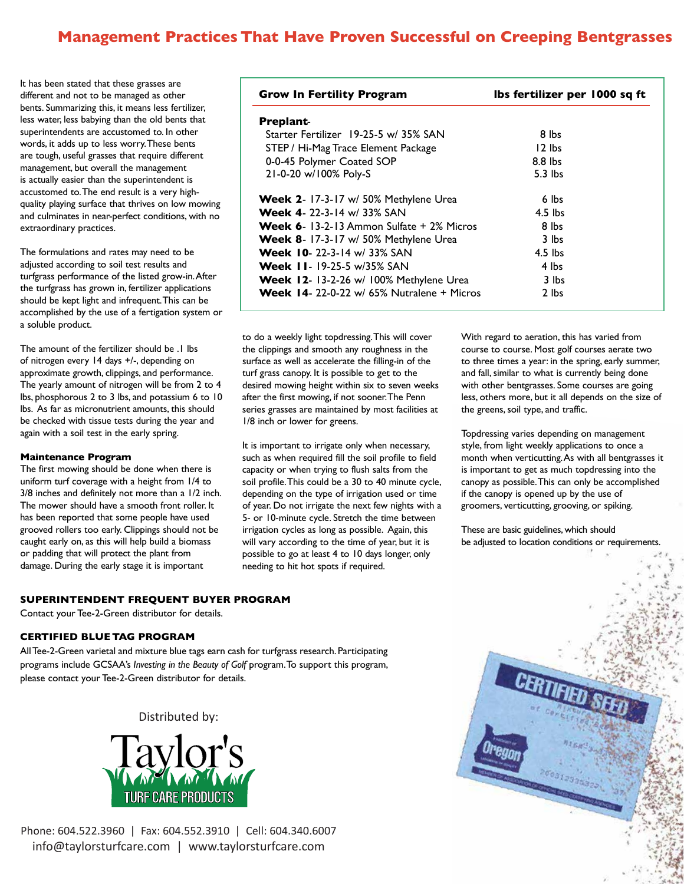# Management Practices That Have Proven Successful on Creeping Bentgrasses

It has been stated that these grasses are different and not to be managed as other bents. Summarizing this, it means less fertilizer, less water, less babying than the old bents that superintendents are accustomed to. In other words, it adds up to less worry. These bents are tough, useful grasses that require different management, but overall the management is actually easier than the superintendent is accustomed to. The end result is a very high-quality playing surface that thrives on low mowing and culminates in near-perfect conditions, with no extraordinary practices.

The formulations and rates may need to be adjusted according to soil test results and turfgrass performance of the listed grow-in. After the turfgrass has grown in, fertilizer applications should be kept light and infrequent. This can be accomplished by the use of a fertigation system or a soluble product.

The amount of the fertilizer should be .1 lbs of nitrogen every 14 days +/-, depending on approximate growth, clippings, and performance. The yearly amount of nitrogen will be from 2 to 4 lbs, phosphorous 2 to 3 lbs, and potassium 6 to 10 lbs. As far as micronutrient amounts, this should be checked with tissue tests during the year and again with a soil test in the early spring.

| Grow In Fertility Program | lbs fertilizer per 1000 sq ft |
|---|---|
| **Preplant**- | |
| Starter Fertilizer 19-25-5 w/ 35% SAN | 8 lbs |
| STEP / Hi-Mag Trace Element Package | 12 lbs |
| 0-0-45 Polymer Coated SOP | 8.8 lbs |
| 21-0-20 w/100% Poly-S | 5.3 lbs |
| **Week 2**- 17-3-17 w/ 50% Methylene Urea | 6 lbs |
| **Week 4**- 22-3-14 w/ 33% SAN | 4.5 lbs |
| **Week 6**- 13-2-13 Ammon Sulfate + 2% Micros | 8 lbs |
| **Week 8**- 17-3-17 w/ 50% Methylene Urea | 3 lbs |
| **Week 10**- 22-3-14 w/ 33% SAN | 4.5 lbs |
| **Week 11**- 19-25-5 w/35% SAN | 4 lbs |
| **Week 12**- 13-2-26 w/ 100% Methylene Urea | 3 lbs |
| **Week 14**- 22-0-22 w/ 65% Nutralene + Micros | 2 lbs |

### Maintenance Program

The first mowing should be done when there is uniform turf coverage with a height from 1/4 to 3/8 inches and definitely not more than a 1/2 inch. The mower should have a smooth front roller. It has been reported that some people have used grooved rollers too early. Clippings should not be caught early on, as this will help build a biomass or padding that will protect the plant from damage. During the early stage it is important to do a weekly light topdressing. This will cover the clippings and smooth any roughness in the surface as well as accelerate the filling-in of the turf grass canopy. It is possible to get to the desired mowing height within six to seven weeks after the first mowing, if not sooner. The Penn series grasses are maintained by most facilities at 1/8 inch or lower for greens.

It is important to irrigate only when necessary, such as when required fill the soil profile to field capacity or when trying to flush salts from the soil profile. This could be a 30 to 40 minute cycle, depending on the type of irrigation used or time of year. Do not irrigate the next few nights with a 5- or 10-minute cycle. Stretch the time between irrigation cycles as long as possible. Again, this will vary according to the time of year, but it is possible to go at least 4 to 10 days longer, only needing to hit hot spots if required.

With regard to aeration, this has varied from course to course. Most golf courses aerate two to three times a year: in the spring, early summer, and fall, similar to what is currently being done with other bentgrasses. Some courses are going less, others more, but it all depends on the size of the greens, soil type, and traffic.

Topdressing varies depending on management style, from light weekly applications to once a month when verticutting. As with all bentgrasses it is important to get as much topdressing into the canopy as possible. This can only be accomplished if the canopy is opened up by the use of groomers, verticutting, grooving, or spiking.

These are basic guidelines, which should be adjusted to location conditions or requirements.

### SUPERINTENDENT FREQUENT BUYER PROGRAM

Contact your Tee-2-Green distributor for details.

### CERTIFIED BLUE TAG PROGRAM

All Tee-2-Green varietal and mixture blue tags earn cash for turfgrass research. Participating programs include GCSAA's *Investing in the Beauty of Golf* program. To support this program, please contact your Tee-2-Green distributor for details.

Distributed by:

Taylor's TURF CARE PRODUCTS

Phone: 604.522.3960 | Fax: 604.552.3910 | Cell: 604.340.6007
info@taylorsturfcare.com | www.taylorsturfcare.com